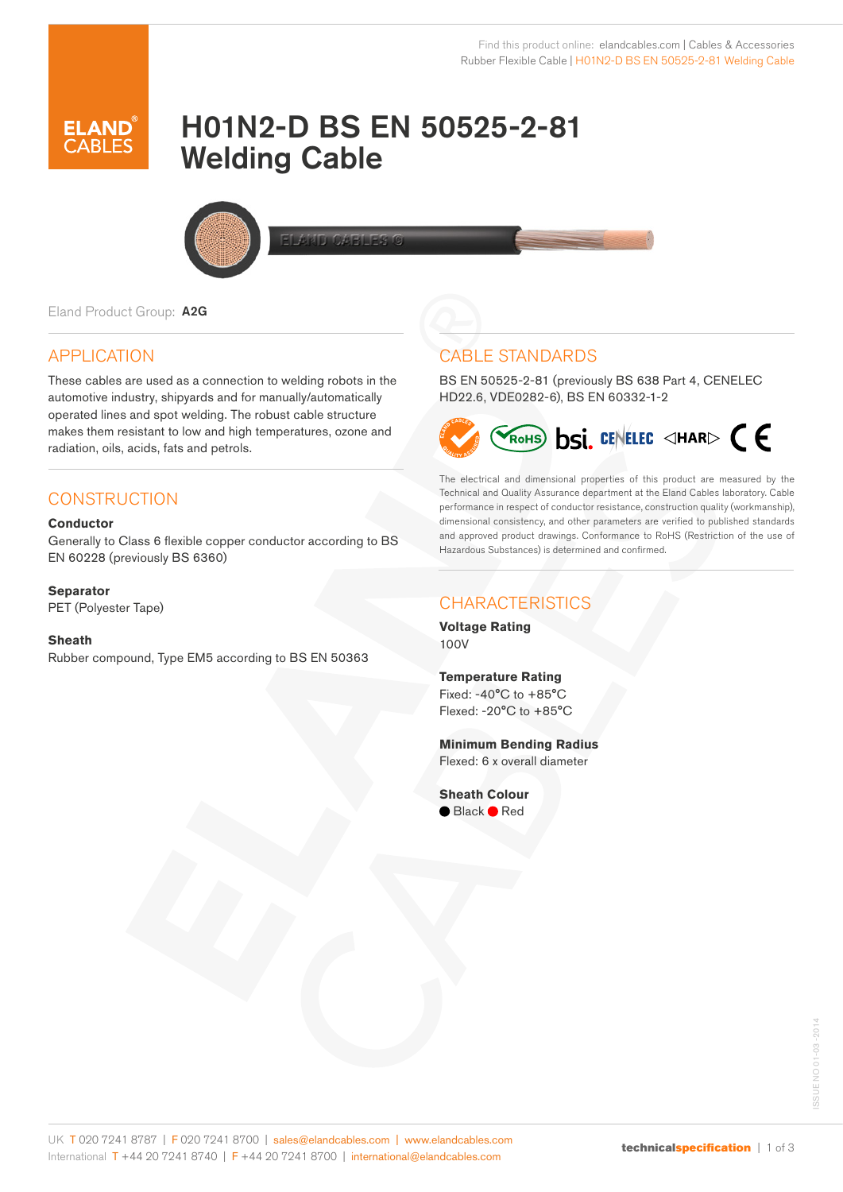Find this product online: elandcables.com | Cables & Accessories
Rubber Flexible Cable | H01N2-D BS EN 50525-2-81 Welding Cable

# H01N2-D BS EN 50525-2-81 Welding Cable

Eland Product Group: **A2G**

## APPLICATION

These cables are used as a connection to welding robots in the automotive industry, shipyards and for manually/automatically operated lines and spot welding. The robust cable structure makes them resistant to low and high temperatures, ozone and radiation, oils, acids, fats and petrols.

## CONSTRUCTION

**Conductor**
Generally to Class 6 flexible copper conductor according to BS EN 60228 (previously BS 6360)

**Separator**
PET (Polyester Tape)

**Sheath**
Rubber compound, Type EM5 according to BS EN 50363

## CABLE STANDARDS

BS EN 50525-2-81 (previously BS 638 Part 4, CENELEC HD22.6, VDE0282-6), BS EN 60332-1-2

The electrical and dimensional properties of this product are measured by the Technical and Quality Assurance department at the Eland Cables laboratory. Cable performance in respect of conductor resistance, construction quality (workmanship), dimensional consistency, and other parameters are verified to published standards and approved product drawings. Conformance to RoHS (Restriction of the use of Hazardous Substances) is determined and confirmed.

## CHARACTERISTICS

**Voltage Rating**
100V

**Temperature Rating**
Fixed: -40°C to +85°C
Flexed: -20°C to +85°C

**Minimum Bending Radius**
Flexed: 6 x overall diameter

**Sheath Colour**
Black, Red

UK T 020 7241 8787 | F 020 7241 8700 | sales@elandcables.com | www.elandcables.com
International T +44 20 7241 8740 | F +44 20 7241 8700 | international@elandcables.com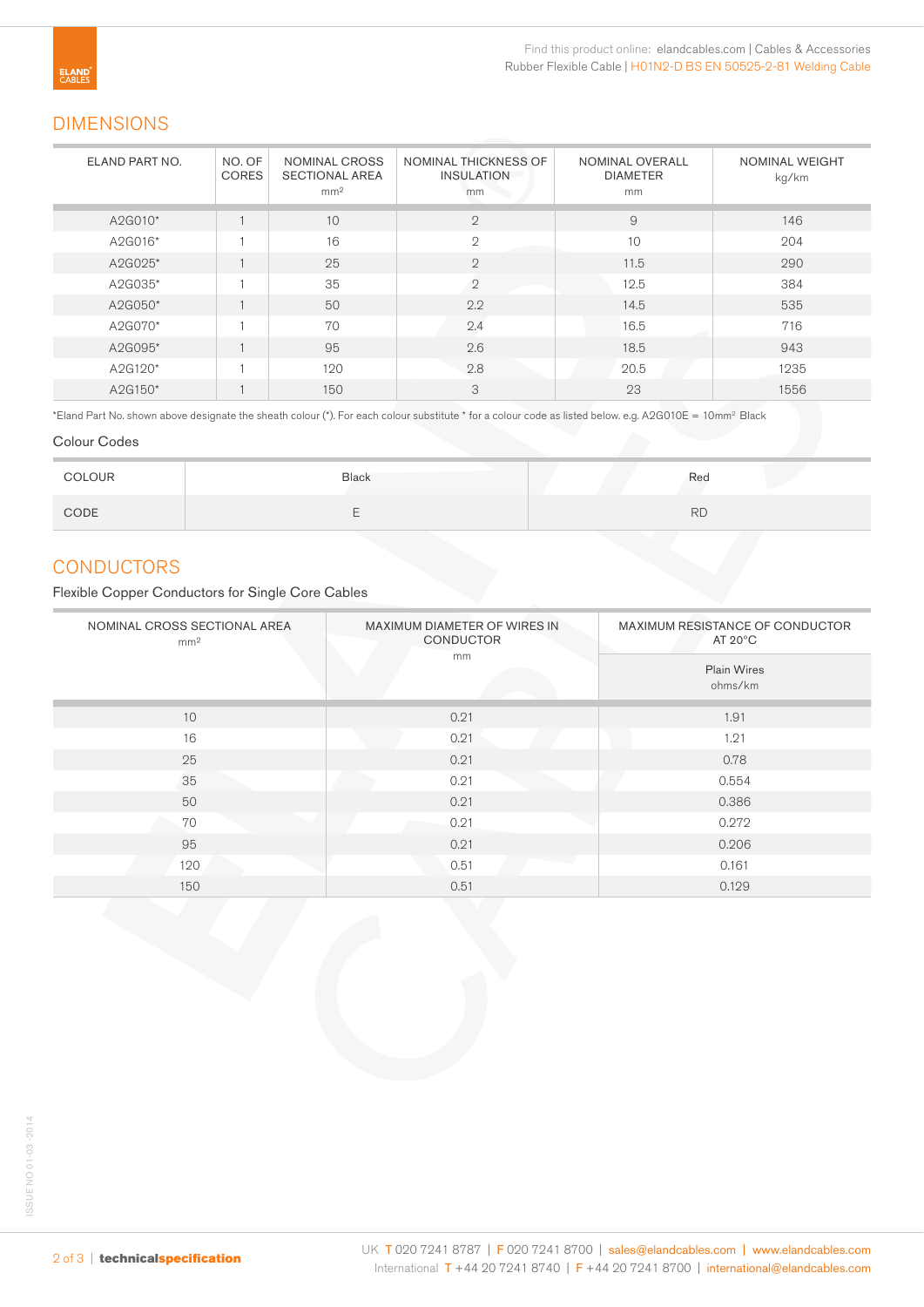## DIMENSIONS

| ELAND PART NO. | NO. OF CORES | NOMINAL CROSS SECTIONAL AREA $mm^2$ | NOMINAL THICKNESS OF INSULATION mm | NOMINAL OVERALL DIAMETER mm | NOMINAL WEIGHT kg/km |
|---|---|---|---|---|---|
| A2G010* | 1 | 10 | 2 | 9 | 146 |
| A2G016* | 1 | 16 | 2 | 10 | 204 |
| A2G025* | 1 | 25 | 2 | 11.5 | 290 |
| A2G035* | 1 | 35 | 2 | 12.5 | 384 |
| A2G050* | 1 | 50 | 2.2 | 14.5 | 535 |
| A2G070* | 1 | 70 | 2.4 | 16.5 | 716 |
| A2G095* | 1 | 95 | 2.6 | 18.5 | 943 |
| A2G120* | 1 | 120 | 2.8 | 20.5 | 1235 |
| A2G150* | 1 | 150 | 3 | 23 | 1556 |

*Eland Part No. shown above designate the sheath colour (*). For each colour substitute * for a colour code as listed below. e.g. A2G010E = 10mm² Black

Colour Codes

| COLOUR | Black | Red |
|---|---|---|
| CODE | E | RD |

## CONDUCTORS

Flexible Copper Conductors for Single Core Cables

| NOMINAL CROSS SECTIONAL AREA $mm^2$ | MAXIMUM DIAMETER OF WIRES IN CONDUCTOR mm | MAXIMUM RESISTANCE OF CONDUCTOR AT 20°C |
|---|---|---|
| | | Plain Wires ohms/km |
| 10 | 0.21 | 1.91 |
| 16 | 0.21 | 1.21 |
| 25 | 0.21 | 0.78 |
| 35 | 0.21 | 0.554 |
| 50 | 0.21 | 0.386 |
| 70 | 0.21 | 0.272 |
| 95 | 0.21 | 0.206 |
| 120 | 0.51 | 0.161 |
| 150 | 0.51 | 0.129 |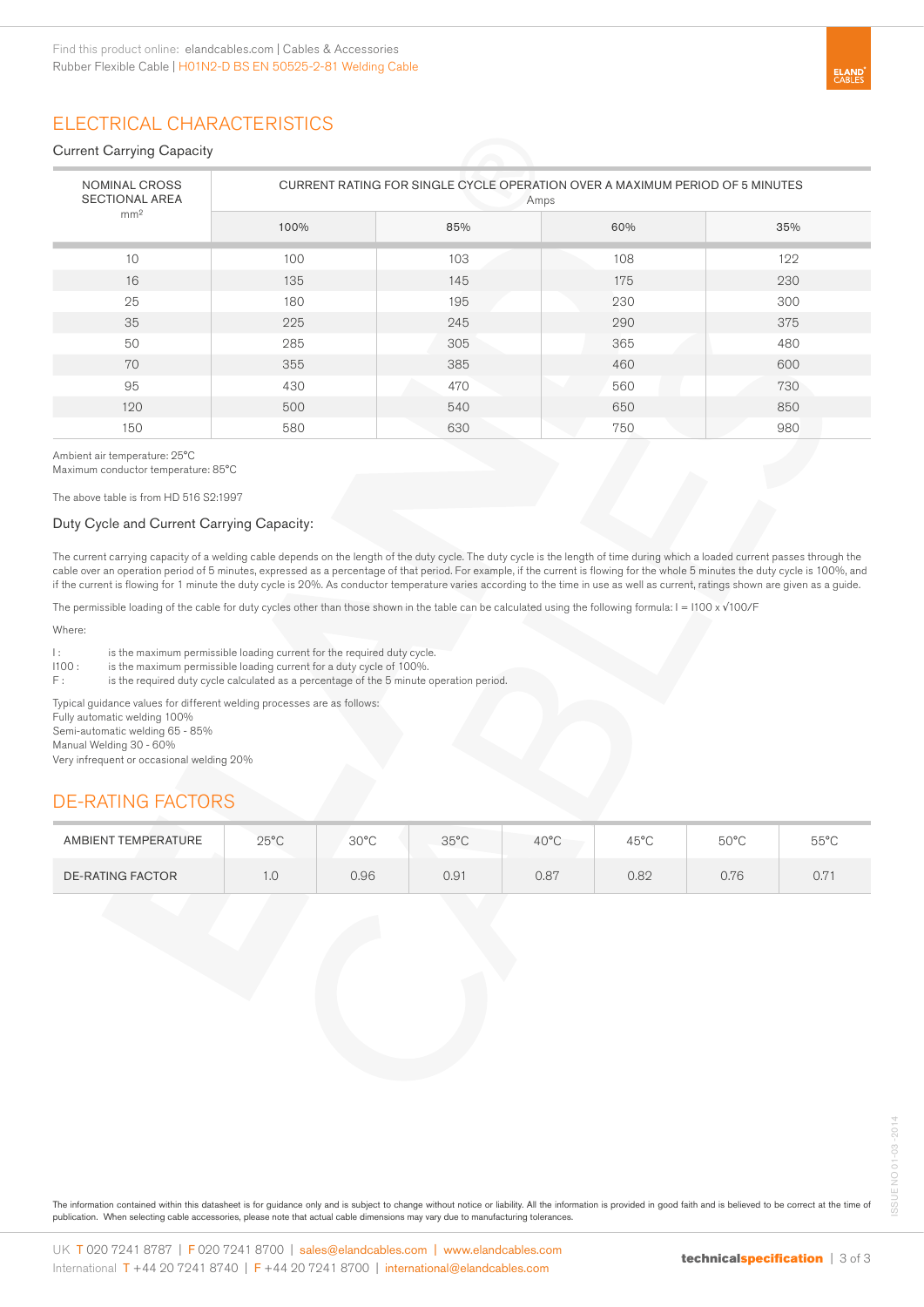Find this product online: elandcables.com | Cables & Accessories
Rubber Flexible Cable | H01N2-D BS EN 50525-2-81 Welding Cable

## ELECTRICAL CHARACTERISTICS

### Current Carrying Capacity

| NOMINAL CROSS SECTIONAL AREA mm$^2$ | CURRENT RATING FOR SINGLE CYCLE OPERATION OVER A MAXIMUM PERIOD OF 5 MINUTES Amps | | | |
|---|---|---|---|---|
| | 100% | 85% | 60% | 35% |
| 10 | 100 | 103 | 108 | 122 |
| 16 | 135 | 145 | 175 | 230 |
| 25 | 180 | 195 | 230 | 300 |
| 35 | 225 | 245 | 290 | 375 |
| 50 | 285 | 305 | 365 | 480 |
| 70 | 355 | 385 | 460 | 600 |
| 95 | 430 | 470 | 560 | 730 |
| 120 | 500 | 540 | 650 | 850 |
| 150 | 580 | 630 | 750 | 980 |

Ambient air temperature: 25°C
Maximum conductor temperature: 85°C

The above table is from HD 516 S2:1997

### Duty Cycle and Current Carrying Capacity:

The current carrying capacity of a welding cable depends on the length of the duty cycle. The duty cycle is the length of time during which a loaded current passes through the cable over an operation period of 5 minutes, expressed as a percentage of that period. For example, if the current is flowing for the whole 5 minutes the duty cycle is 100%, and if the current is flowing for 1 minute the duty cycle is 20%. As conductor temperature varies according to the time in use as well as current, ratings shown are given as a guide.

The permissible loading of the cable for duty cycles other than those shown in the table can be calculated using the following formula: $I = I100 \times \sqrt{100/F}$

Where:

I : is the maximum permissible loading current for the required duty cycle.
I100 : is the maximum permissible loading current for a duty cycle of 100%.
F : is the required duty cycle calculated as a percentage of the 5 minute operation period.

Typical guidance values for different welding processes are as follows:
Fully automatic welding 100%
Semi-automatic welding 65 - 85%
Manual Welding 30 - 60%
Very infrequent or occasional welding 20%

## DE-RATING FACTORS

| AMBIENT TEMPERATURE | 25°C | 30°C | 35°C | 40°C | 45°C | 50°C | 55°C |
|---|---|---|---|---|---|---|---|
| DE-RATING FACTOR | 1.0 | 0.96 | 0.91 | 0.87 | 0.82 | 0.76 | 0.71 |

The information contained within this datasheet is for guidance only and is subject to change without notice or liability. All the information is provided in good faith and is believed to be correct at the time of publication. When selecting cable accessories, please note that actual cable dimensions may vary due to manufacturing tolerances.

ISSUE NO 01-03-2014

UK T 020 7241 8787 | F 020 7241 8700 | sales@elandcables.com | www.elandcables.com
International T +44 20 7241 8740 | F +44 20 7241 8700 | international@elandcables.com